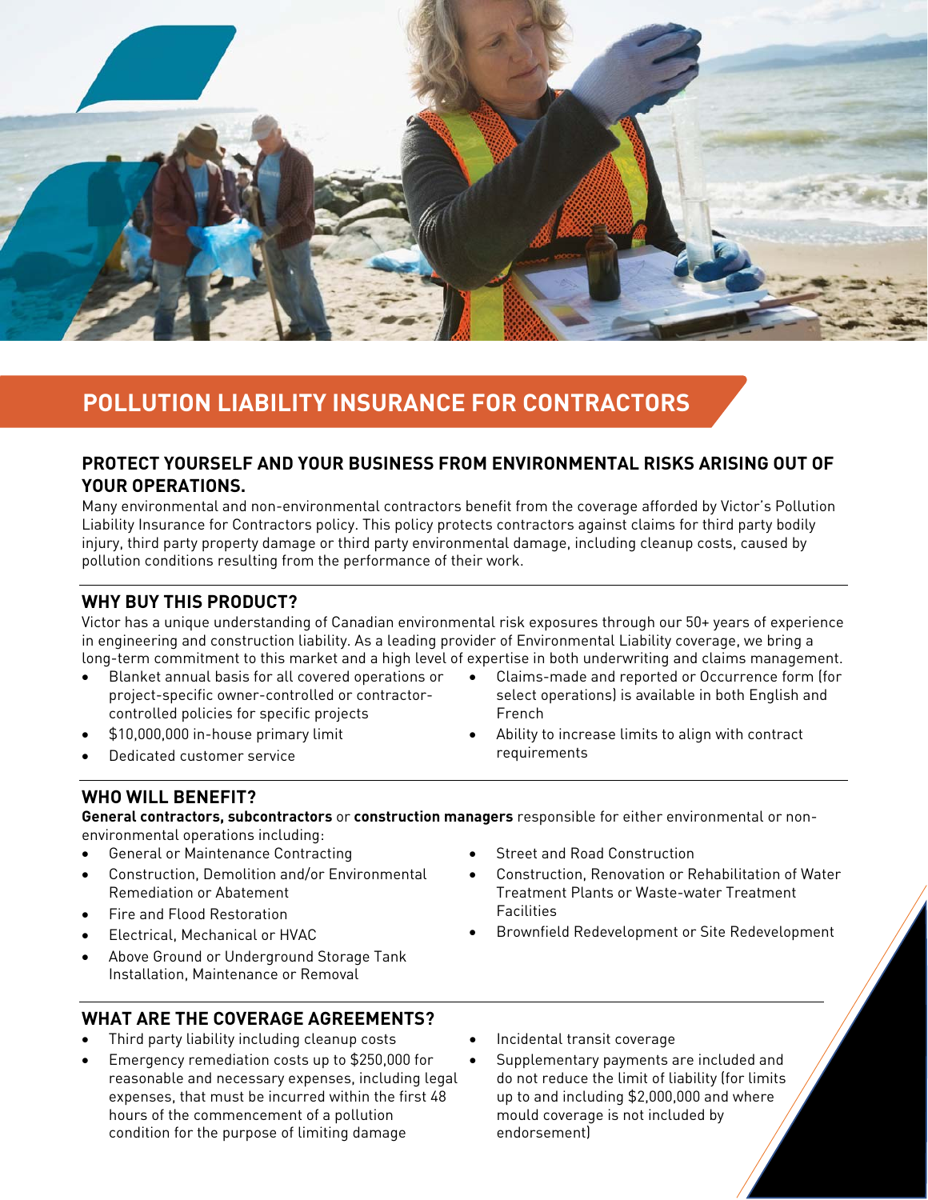# POLLUTION LIABILITY INSURANCE FOR CONTRACTORS

## PROTECT YOURSELF AND YOUR BUSINESS FROM ENVIRONMENTAL RISKS ARISING OUT OF YOUR OPERATIONS.

Many environmental and non-environmental contractors benefit from the coverage afforded by Victor's Pollution Liability Insurance for Contractors policy. This policy protects contractors against claims for third party bodily injury, third party property damage or third party environmental damage, including cleanup costs, caused by pollution conditions resulting from the performance of their work.

## WHY BUY THIS PRODUCT?

Victor has a unique understanding of Canadian environmental risk exposures through our 50+ years of experience in engineering and construction liability. As a leading provider of Environmental Liability coverage, we bring a long-term commitment to this market and a high level of expertise in both underwriting and claims management.

- Blanket annual basis for all covered operations or project-specific owner-controlled or contractor-controlled policies for specific projects
- $10,000,000 in-house primary limit
- Dedicated customer service
- Claims-made and reported or Occurrence form (for select operations) is available in both English and French
- Ability to increase limits to align with contract requirements

## WHO WILL BENEFIT?

**General contractors, subcontractors** or **construction managers** responsible for either environmental or non-environmental operations including:

- General or Maintenance Contracting
- Construction, Demolition and/or Environmental Remediation or Abatement
- Fire and Flood Restoration
- Electrical, Mechanical or HVAC
- Above Ground or Underground Storage Tank Installation, Maintenance or Removal
- Street and Road Construction
- Construction, Renovation or Rehabilitation of Water Treatment Plants or Waste-water Treatment Facilities
- Brownfield Redevelopment or Site Redevelopment

## WHAT ARE THE COVERAGE AGREEMENTS?

- Third party liability including cleanup costs
- Emergency remediation costs up to $250,000 for reasonable and necessary expenses, including legal expenses, that must be incurred within the first 48 hours of the commencement of a pollution condition for the purpose of limiting damage
- Incidental transit coverage
- Supplementary payments are included and do not reduce the limit of liability (for limits up to and including $2,000,000 and where mould coverage is not included by endorsement)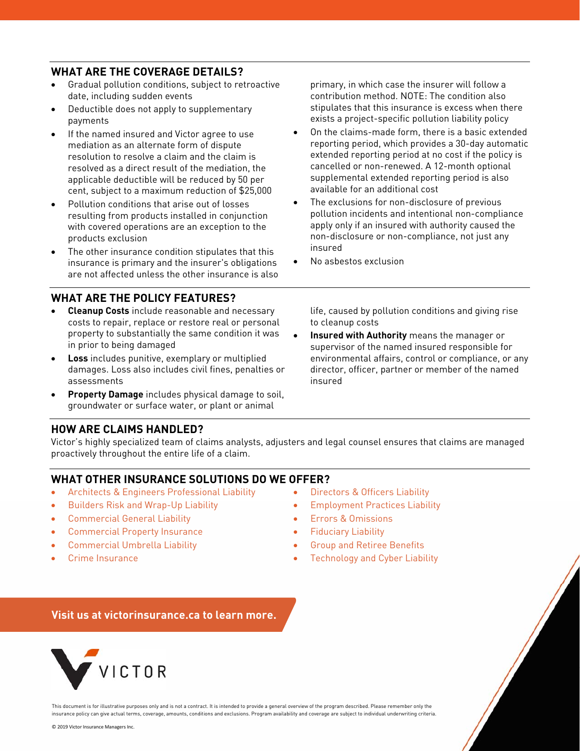## WHAT ARE THE COVERAGE DETAILS?

- Gradual pollution conditions, subject to retroactive date, including sudden events
- Deductible does not apply to supplementary payments
- If the named insured and Victor agree to use mediation as an alternate form of dispute resolution to resolve a claim and the claim is resolved as a direct result of the mediation, the applicable deductible will be reduced by 50 per cent, subject to a maximum reduction of $25,000
- Pollution conditions that arise out of losses resulting from products installed in conjunction with covered operations are an exception to the products exclusion
- The other insurance condition stipulates that this insurance is primary and the insurer's obligations are not affected unless the other insurance is also primary, in which case the insurer will follow a contribution method. NOTE: The condition also stipulates that this insurance is excess when there exists a project-specific pollution liability policy
- On the claims-made form, there is a basic extended reporting period, which provides a 30-day automatic extended reporting period at no cost if the policy is cancelled or non-renewed. A 12-month optional supplemental extended reporting period is also available for an additional cost
- The exclusions for non-disclosure of previous pollution incidents and intentional non-compliance apply only if an insured with authority caused the non-disclosure or non-compliance, not just any insured
- No asbestos exclusion

## WHAT ARE THE POLICY FEATURES?

- **Cleanup Costs** include reasonable and necessary costs to repair, replace or restore real or personal property to substantially the same condition it was in prior to being damaged
- **Loss** includes punitive, exemplary or multiplied damages. Loss also includes civil fines, penalties or assessments
- **Property Damage** includes physical damage to soil, groundwater or surface water, or plant or animal life, caused by pollution conditions and giving rise to cleanup costs
- **Insured with Authority** means the manager or supervisor of the named insured responsible for environmental affairs, control or compliance, or any director, officer, partner or member of the named insured

## HOW ARE CLAIMS HANDLED?

Victor's highly specialized team of claims analysts, adjusters and legal counsel ensures that claims are managed proactively throughout the entire life of a claim.

## WHAT OTHER INSURANCE SOLUTIONS DO WE OFFER?

- Architects & Engineers Professional Liability
- Builders Risk and Wrap-Up Liability
- Commercial General Liability
- Commercial Property Insurance
- Commercial Umbrella Liability
- Crime Insurance
- Directors & Officers Liability
- Employment Practices Liability
- Errors & Omissions
- Fiduciary Liability
- Group and Retiree Benefits
- Technology and Cyber Liability

**Visit us at victorinsurance.ca to learn more.**

VICTOR

This document is for illustrative purposes only and is not a contract. It is intended to provide a general overview of the program described. Please remember only the insurance policy can give actual terms, coverage, amounts, conditions and exclusions. Program availability and coverage are subject to individual underwriting criteria.

© 2019 Victor Insurance Managers Inc.